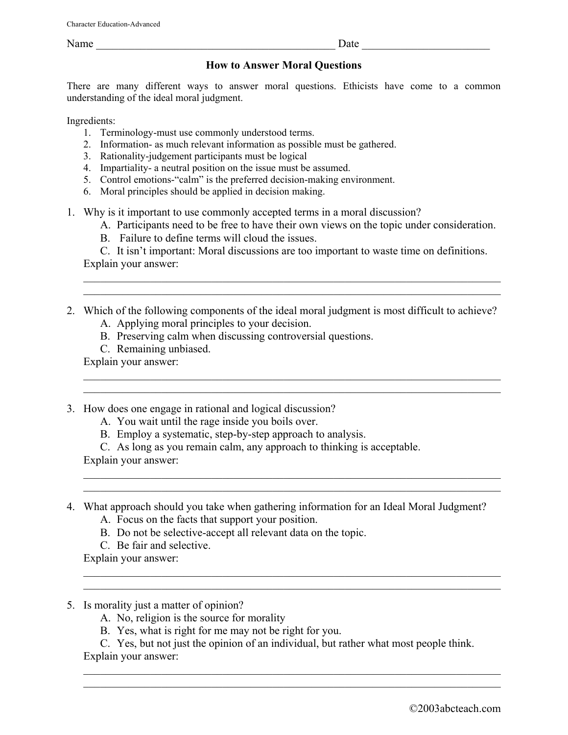Name ____________________________________________ Date _______________________

## How to Answer Moral Questions

There are many different ways to answer moral questions. Ethicists have come to a common understanding of the ideal moral judgment.

Ingredients:

1. Terminology-must use commonly understood terms.
2. Information- as much relevant information as possible must be gathered.
3. Rationality-judgement participants must be logical
4. Impartiality- a neutral position on the issue must be assumed.
5. Control emotions-"calm" is the preferred decision-making environment.
6. Moral principles should be applied in decision making.

1. Why is it important to use commonly accepted terms in a moral discussion?
   - A. Participants need to be free to have their own views on the topic under consideration.
   - B. Failure to define terms will cloud the issues.
   - C. It isn't important: Moral discussions are too important to waste time on definitions.

   Explain your answer:

   ______________________________________________________________________________
   ______________________________________________________________________________

2. Which of the following components of the ideal moral judgment is most difficult to achieve?
   - A. Applying moral principles to your decision.
   - B. Preserving calm when discussing controversial questions.
   - C. Remaining unbiased.

   Explain your answer:

   ______________________________________________________________________________
   ______________________________________________________________________________

3. How does one engage in rational and logical discussion?
   - A. You wait until the rage inside you boils over.
   - B. Employ a systematic, step-by-step approach to analysis.
   - C. As long as you remain calm, any approach to thinking is acceptable.

   Explain your answer:

   ______________________________________________________________________________
   ______________________________________________________________________________

4. What approach should you take when gathering information for an Ideal Moral Judgment?
   - A. Focus on the facts that support your position.
   - B. Do not be selective-accept all relevant data on the topic.
   - C. Be fair and selective.

   Explain your answer:

   ______________________________________________________________________________
   ______________________________________________________________________________

5. Is morality just a matter of opinion?
   - A. No, religion is the source for morality
   - B. Yes, what is right for me may not be right for you.
   - C. Yes, but not just the opinion of an individual, but rather what most people think.

   Explain your answer:

   ______________________________________________________________________________
   ______________________________________________________________________________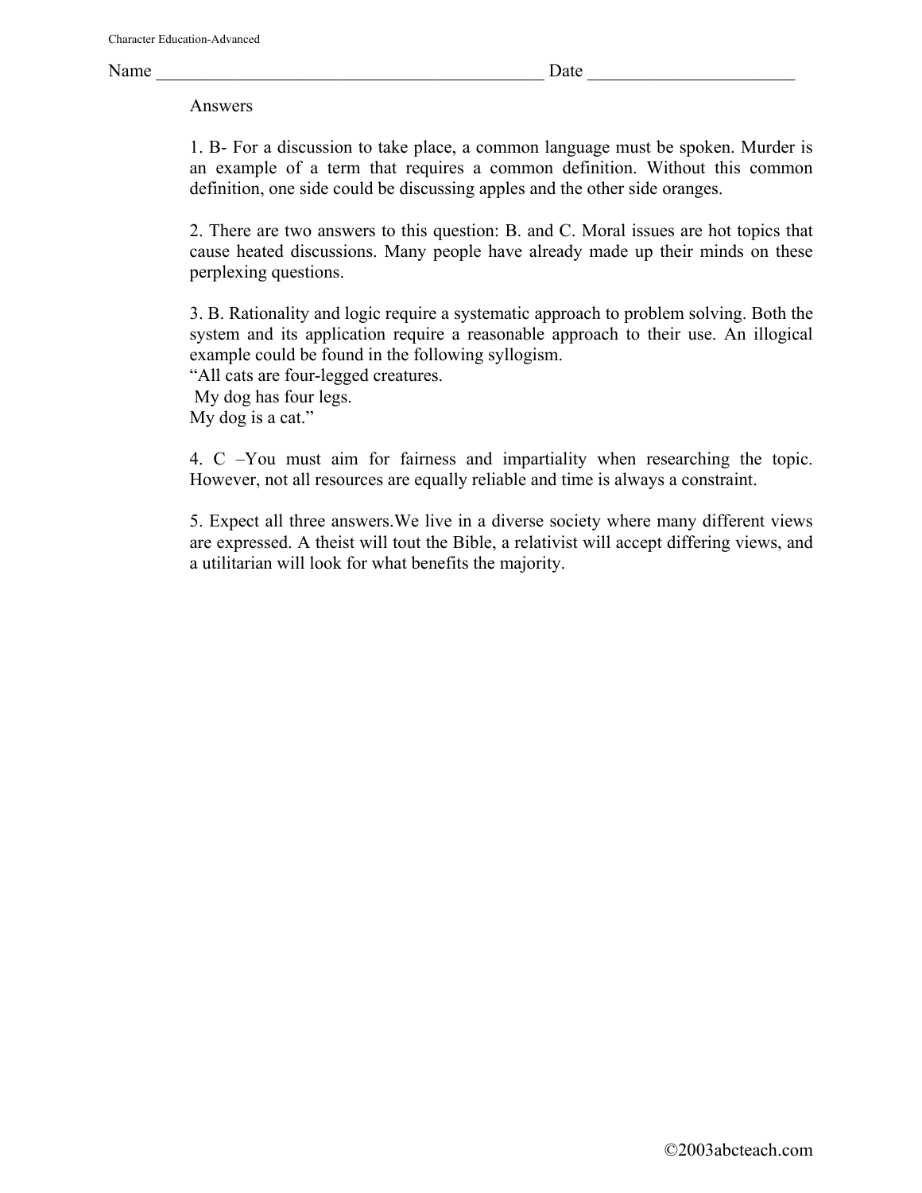Name ____________________________________________ Date _______________________

Answers

1. B- For a discussion to take place, a common language must be spoken. Murder is an example of a term that requires a common definition. Without this common definition, one side could be discussing apples and the other side oranges.

2. There are two answers to this question: B. and C. Moral issues are hot topics that cause heated discussions. Many people have already made up their minds on these perplexing questions.

3. B. Rationality and logic require a systematic approach to problem solving. Both the system and its application require a reasonable approach to their use. An illogical example could be found in the following syllogism.
"All cats are four-legged creatures.
My dog has four legs.
My dog is a cat."

4. C –You must aim for fairness and impartiality when researching the topic. However, not all resources are equally reliable and time is always a constraint.

5. Expect all three answers.We live in a diverse society where many different views are expressed. A theist will tout the Bible, a relativist will accept differing views, and a utilitarian will look for what benefits the majority.